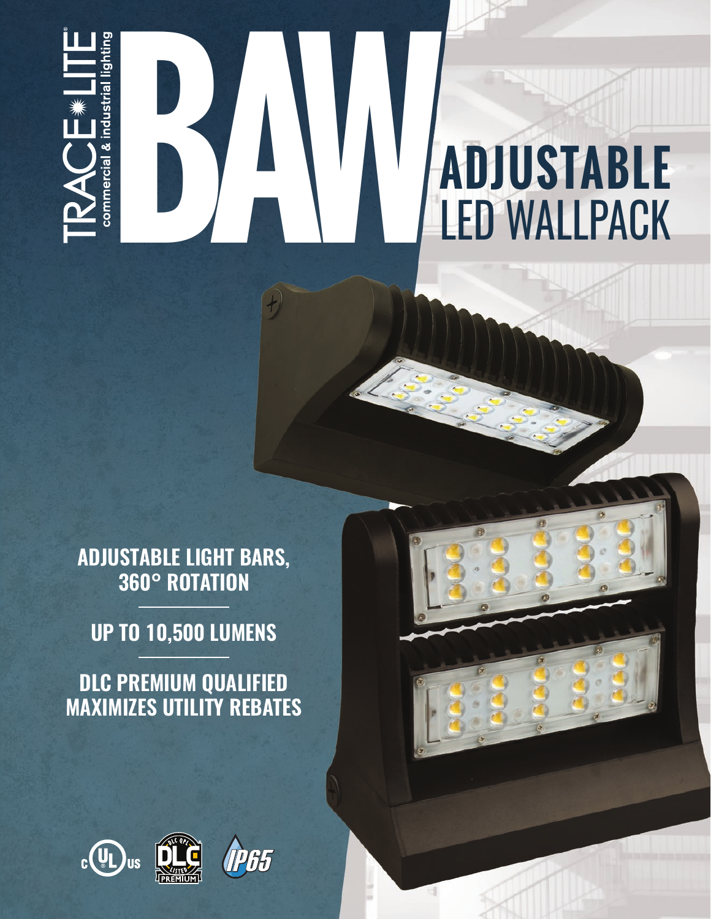TRACE-LITE®
commercial & industrial lighting

# BAW

# ADJUSTABLE LED WALLPACK

**ADJUSTABLE LIGHT BARS, 360° ROTATION**

**UP TO 10,500 LUMENS**

**DLC PREMIUM QUALIFIED MAXIMIZES UTILITY REBATES**

c UL us · DLC QPL LISTED PREMIUM · IP65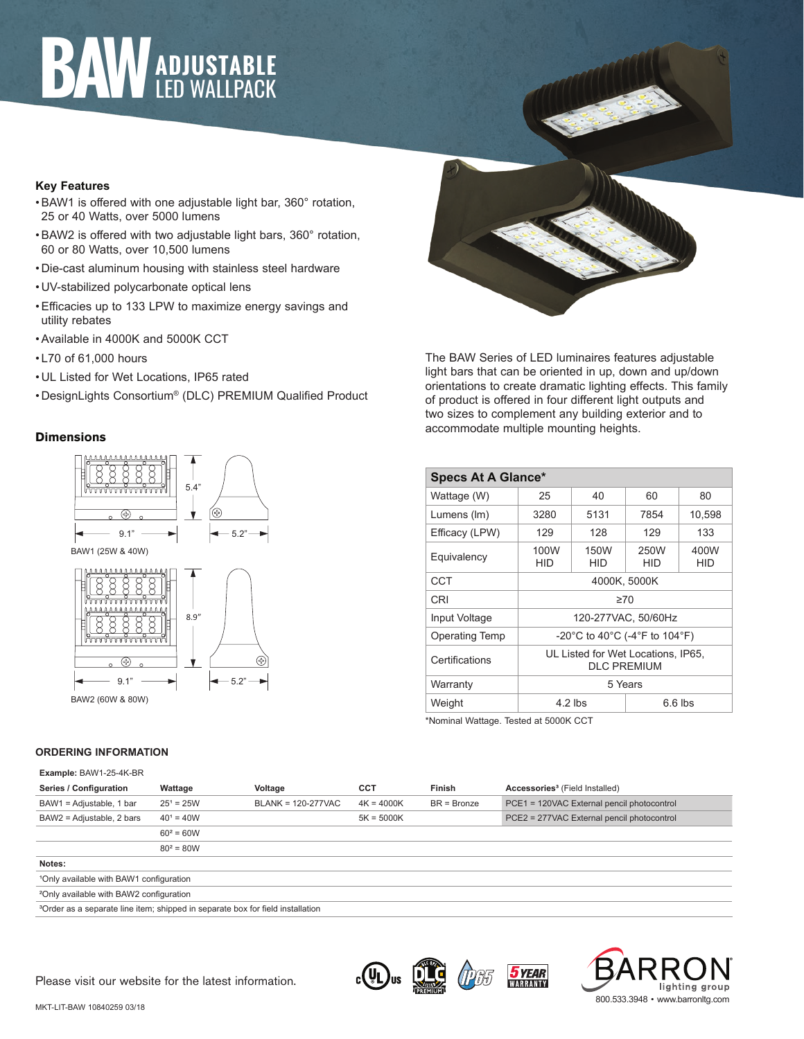# BAW ADJUSTABLE LED WALLPACK

## Key Features

- BAW1 is offered with one adjustable light bar, 360° rotation, 25 or 40 Watts, over 5000 lumens
- BAW2 is offered with two adjustable light bars, 360° rotation, 60 or 80 Watts, over 10,500 lumens
- Die-cast aluminum housing with stainless steel hardware
- UV-stabilized polycarbonate optical lens
- Efficacies up to 133 LPW to maximize energy savings and utility rebates
- Available in 4000K and 5000K CCT
- L70 of 61,000 hours
- UL Listed for Wet Locations, IP65 rated
- DesignLights Consortium® (DLC) PREMIUM Qualified Product

The BAW Series of LED luminaires features adjustable light bars that can be oriented in up, down and up/down orientations to create dramatic lighting effects. This family of product is offered in four different light outputs and two sizes to complement any building exterior and to accommodate multiple mounting heights.

## Dimensions

5.4"

9.1"

5.2"

BAW1 (25W & 40W)

8.9"

9.1"

5.2"

BAW2 (60W & 80W)

| Specs At A Glance* | | | | |
|---|---|---|---|---|
| Wattage (W) | 25 | 40 | 60 | 80 |
| Lumens (lm) | 3280 | 5131 | 7854 | 10,598 |
| Efficacy (LPW) | 129 | 128 | 129 | 133 |
| Equivalency | 100W HID | 150W HID | 250W HID | 400W HID |
| CCT | 4000K, 5000K | | | |
| CRI | ≥70 | | | |
| Input Voltage | 120-277VAC, 50/60Hz | | | |
| Operating Temp | -20°C to 40°C (-4°F to 104°F) | | | |
| Certifications | UL Listed for Wet Locations, IP65, DLC PREMIUM | | | |
| Warranty | 5 Years | | | |
| Weight | 4.2 lbs | | 6.6 lbs | |

*Nominal Wattage. Tested at 5000K CCT

## ORDERING INFORMATION

**Example:** BAW1-25-4K-BR

| Series / Configuration | Wattage | Voltage | CCT | Finish | Accessories[3] (Field Installed) |
|---|---|---|---|---|---|
| BAW1 = Adjustable, 1 bar | 25[1] = 25W | BLANK = 120-277VAC | 4K = 4000K | BR = Bronze | PCE1 = 120VAC External pencil photocontrol |
| BAW2 = Adjustable, 2 bars | 40[1] = 40W | | 5K = 5000K | | PCE2 = 277VAC External pencil photocontrol |
| | 60[2] = 60W | | | | |
| | 80[2] = 80W | | | | |

**Notes:**

[1]Only available with BAW1 configuration

[2]Only available with BAW2 configuration

[3]Order as a separate line item; shipped in separate box for field installation

Please visit our website for the latest information.

BARRON lighting group

800.533.3948 • www.barronltg.com

MKT-LIT-BAW 10840259 03/18